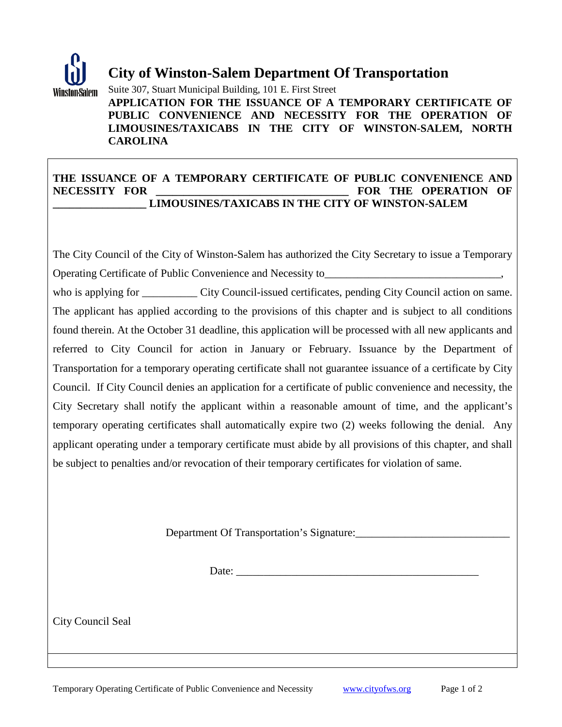# City of Winston-Salem Department Of Transportation

Suite 307, Stuart Municipal Building, 101 E. First Street

**APPLICATION FOR THE ISSUANCE OF A TEMPORARY CERTIFICATE OF PUBLIC CONVENIENCE AND NECESSITY FOR THE OPERATION OF LIMOUSINES/TAXICABS IN THE CITY OF WINSTON-SALEM, NORTH CAROLINA**

**THE ISSUANCE OF A TEMPORARY CERTIFICATE OF PUBLIC CONVENIENCE AND NECESSITY FOR ___________________________________ FOR THE OPERATION OF _________________ LIMOUSINES/TAXICABS IN THE CITY OF WINSTON-SALEM**

The City Council of the City of Winston-Salem has authorized the City Secretary to issue a Temporary Operating Certificate of Public Convenience and Necessity to________________________________, who is applying for __________ City Council-issued certificates, pending City Council action on same. The applicant has applied according to the provisions of this chapter and is subject to all conditions found therein. At the October 31 deadline, this application will be processed with all new applicants and referred to City Council for action in January or February. Issuance by the Department of Transportation for a temporary operating certificate shall not guarantee issuance of a certificate by City Council. If City Council denies an application for a certificate of public convenience and necessity, the City Secretary shall notify the applicant within a reasonable amount of time, and the applicant's temporary operating certificates shall automatically expire two (2) weeks following the denial. Any applicant operating under a temporary certificate must abide by all provisions of this chapter, and shall be subject to penalties and/or revocation of their temporary certificates for violation of same.

Department Of Transportation's Signature:___________________________

Date: ____________________________________________

City Council Seal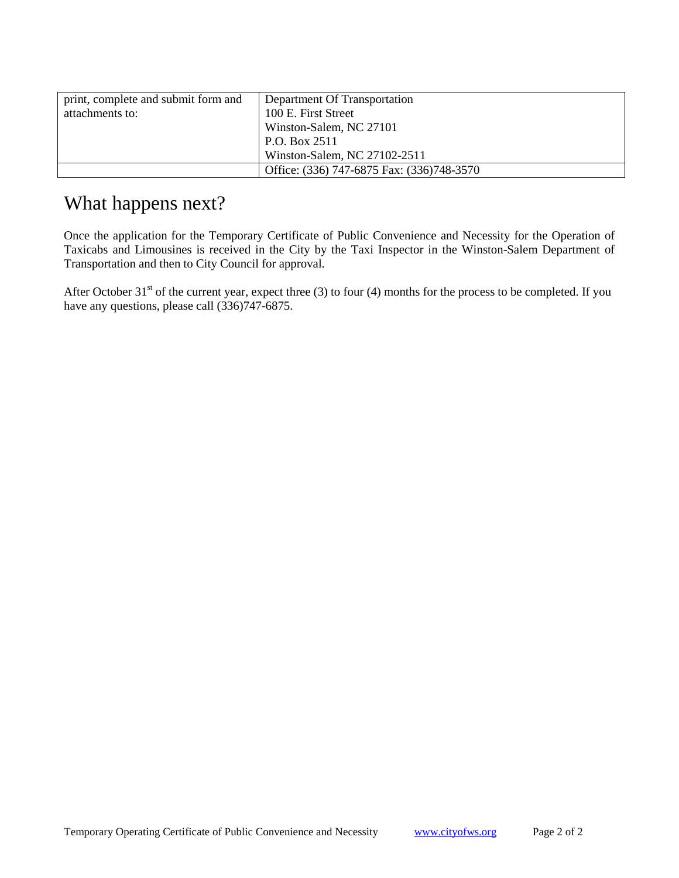| | |
|---|---|
| print, complete and submit form and attachments to: | Department Of Transportation<br>100 E. First Street<br>Winston-Salem, NC 27101<br>P.O. Box 2511<br>Winston-Salem, NC 27102-2511 |
| | Office: (336) 747-6875 Fax: (336)748-3570 |

# What happens next?

Once the application for the Temporary Certificate of Public Convenience and Necessity for the Operation of Taxicabs and Limousines is received in the City by the Taxi Inspector in the Winston-Salem Department of Transportation and then to City Council for approval.

After October 31st of the current year, expect three (3) to four (4) months for the process to be completed. If you have any questions, please call (336)747-6875.